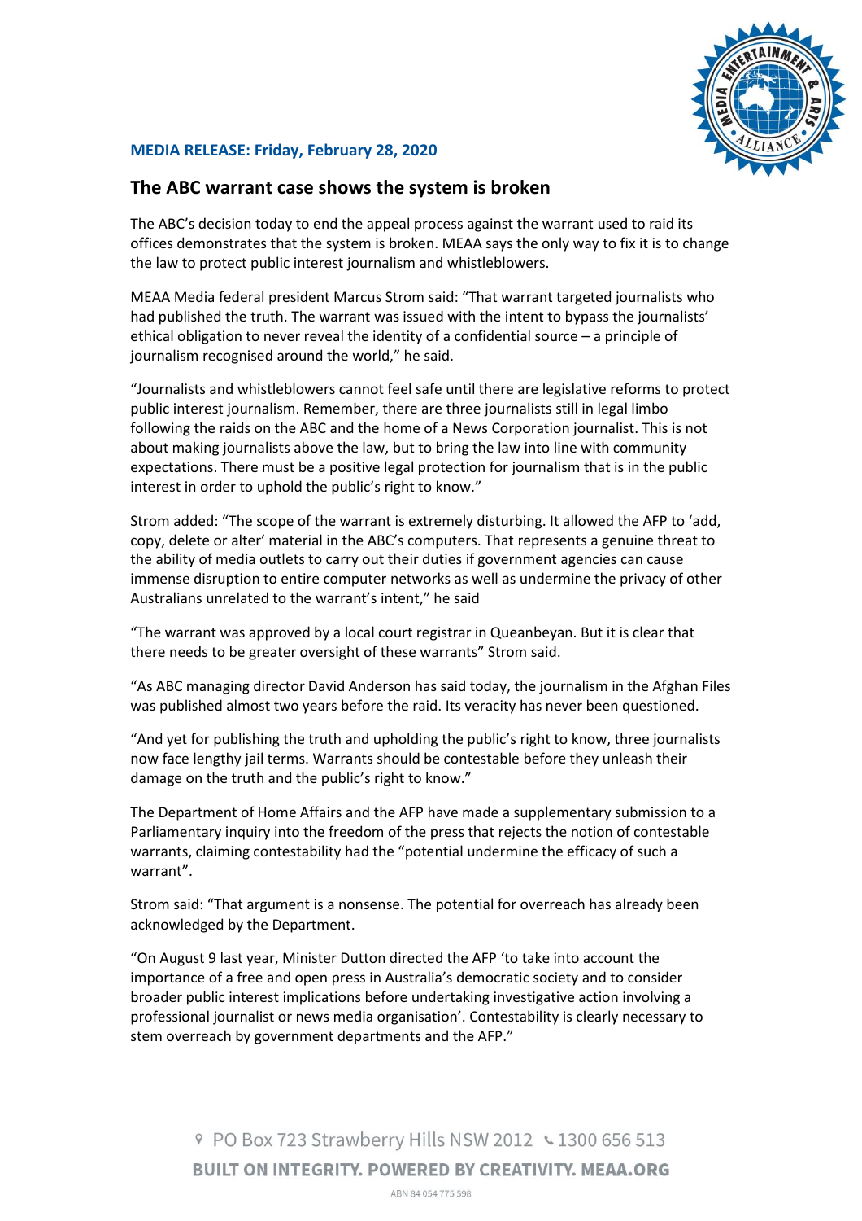**MEDIA RELEASE: Friday, February 28, 2020**

## The ABC warrant case shows the system is broken

The ABC's decision today to end the appeal process against the warrant used to raid its offices demonstrates that the system is broken. MEAA says the only way to fix it is to change the law to protect public interest journalism and whistleblowers.

MEAA Media federal president Marcus Strom said: "That warrant targeted journalists who had published the truth. The warrant was issued with the intent to bypass the journalists' ethical obligation to never reveal the identity of a confidential source – a principle of journalism recognised around the world," he said.

"Journalists and whistleblowers cannot feel safe until there are legislative reforms to protect public interest journalism. Remember, there are three journalists still in legal limbo following the raids on the ABC and the home of a News Corporation journalist. This is not about making journalists above the law, but to bring the law into line with community expectations. There must be a positive legal protection for journalism that is in the public interest in order to uphold the public's right to know."

Strom added: "The scope of the warrant is extremely disturbing. It allowed the AFP to 'add, copy, delete or alter' material in the ABC's computers. That represents a genuine threat to the ability of media outlets to carry out their duties if government agencies can cause immense disruption to entire computer networks as well as undermine the privacy of other Australians unrelated to the warrant's intent," he said

"The warrant was approved by a local court registrar in Queanbeyan. But it is clear that there needs to be greater oversight of these warrants" Strom said.

"As ABC managing director David Anderson has said today, the journalism in the Afghan Files was published almost two years before the raid. Its veracity has never been questioned.

"And yet for publishing the truth and upholding the public's right to know, three journalists now face lengthy jail terms. Warrants should be contestable before they unleash their damage on the truth and the public's right to know."

The Department of Home Affairs and the AFP have made a supplementary submission to a Parliamentary inquiry into the freedom of the press that rejects the notion of contestable warrants, claiming contestability had the "potential undermine the efficacy of such a warrant".

Strom said: "That argument is a nonsense. The potential for overreach has already been acknowledged by the Department.

"On August 9 last year, Minister Dutton directed the AFP 'to take into account the importance of a free and open press in Australia's democratic society and to consider broader public interest implications before undertaking investigative action involving a professional journalist or news media organisation'. Contestability is clearly necessary to stem overreach by government departments and the AFP."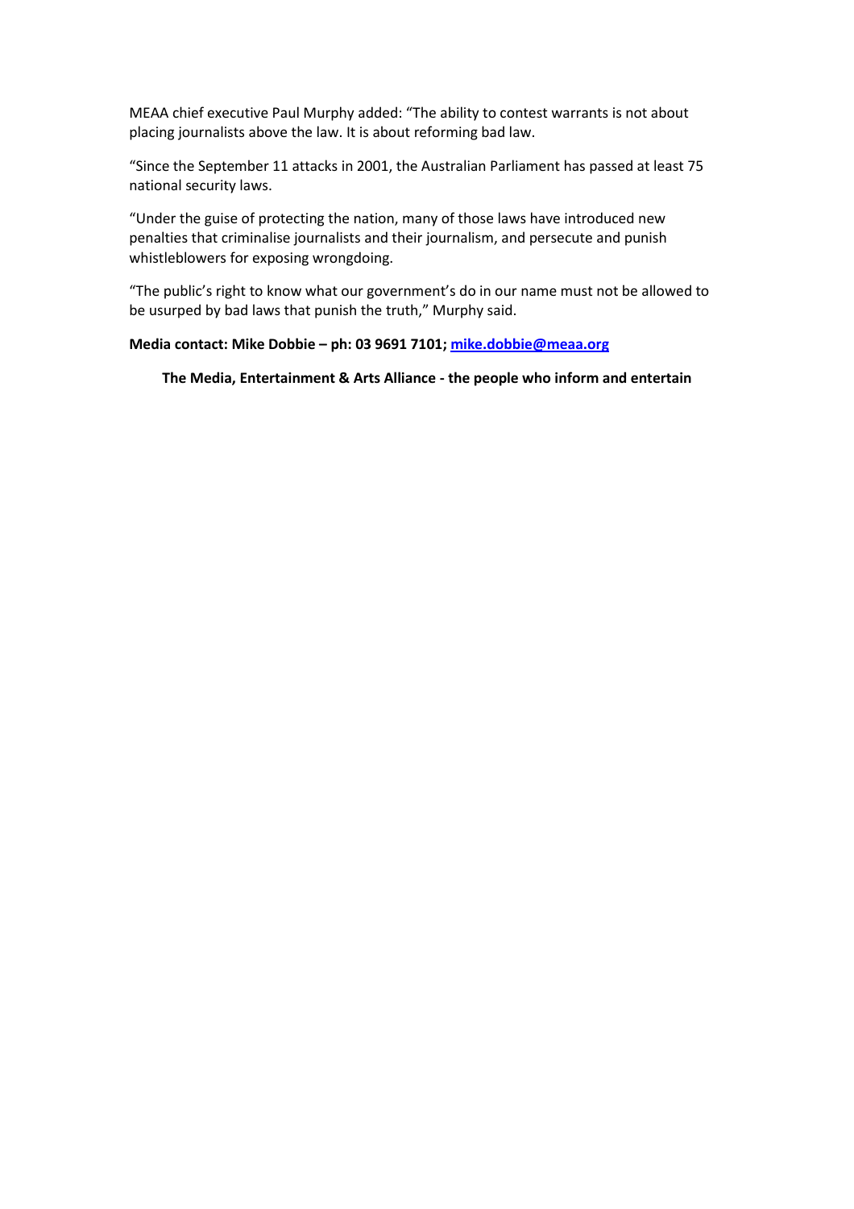MEAA chief executive Paul Murphy added: "The ability to contest warrants is not about placing journalists above the law. It is about reforming bad law.

"Since the September 11 attacks in 2001, the Australian Parliament has passed at least 75 national security laws.

"Under the guise of protecting the nation, many of those laws have introduced new penalties that criminalise journalists and their journalism, and persecute and punish whistleblowers for exposing wrongdoing.

"The public's right to know what our government's do in our name must not be allowed to be usurped by bad laws that punish the truth," Murphy said.

**Media contact: Mike Dobbie – ph: 03 9691 7101; [mike.dobbie@meaa.org](mailto:mike.dobbie@meaa.org)**

**The Media, Entertainment & Arts Alliance - the people who inform and entertain**